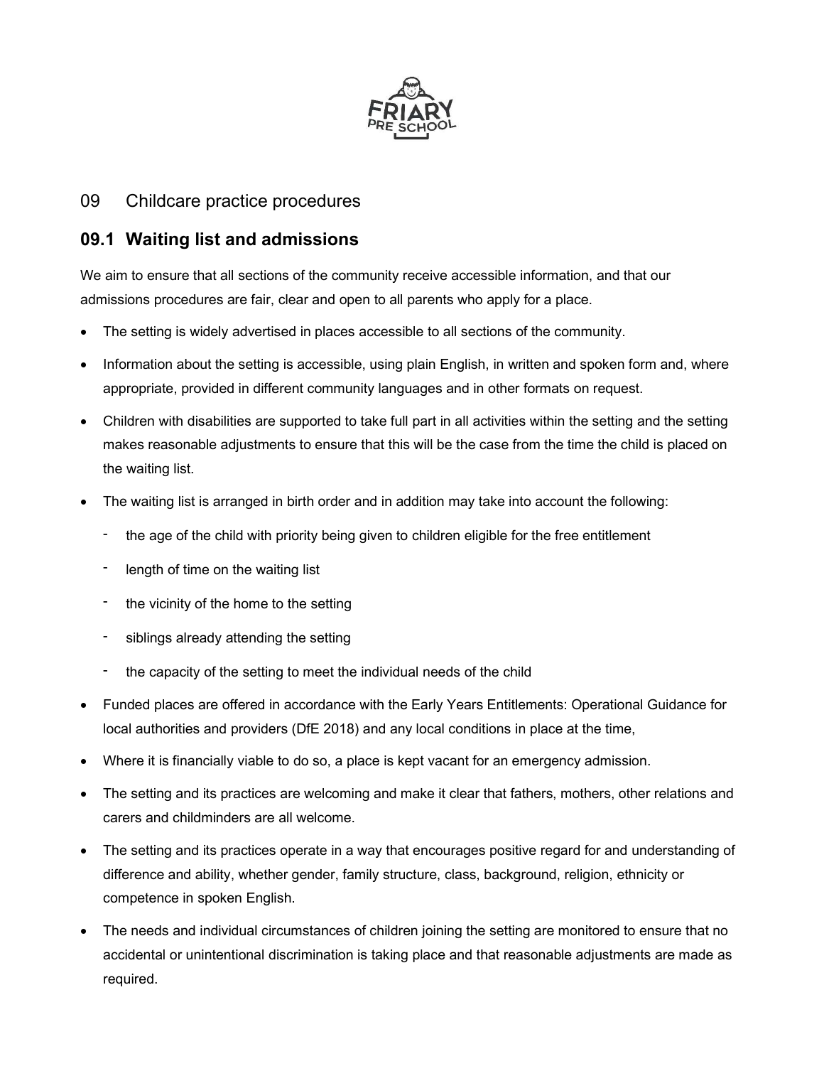# 09 Childcare practice procedures

## 09.1 Waiting list and admissions

We aim to ensure that all sections of the community receive accessible information, and that our admissions procedures are fair, clear and open to all parents who apply for a place.

- The setting is widely advertised in places accessible to all sections of the community.
- Information about the setting is accessible, using plain English, in written and spoken form and, where appropriate, provided in different community languages and in other formats on request.
- Children with disabilities are supported to take full part in all activities within the setting and the setting makes reasonable adjustments to ensure that this will be the case from the time the child is placed on the waiting list.
- The waiting list is arranged in birth order and in addition may take into account the following:
  - the age of the child with priority being given to children eligible for the free entitlement
  - length of time on the waiting list
  - the vicinity of the home to the setting
  - siblings already attending the setting
  - the capacity of the setting to meet the individual needs of the child
- Funded places are offered in accordance with the Early Years Entitlements: Operational Guidance for local authorities and providers (DfE 2018) and any local conditions in place at the time,
- Where it is financially viable to do so, a place is kept vacant for an emergency admission.
- The setting and its practices are welcoming and make it clear that fathers, mothers, other relations and carers and childminders are all welcome.
- The setting and its practices operate in a way that encourages positive regard for and understanding of difference and ability, whether gender, family structure, class, background, religion, ethnicity or competence in spoken English.
- The needs and individual circumstances of children joining the setting are monitored to ensure that no accidental or unintentional discrimination is taking place and that reasonable adjustments are made as required.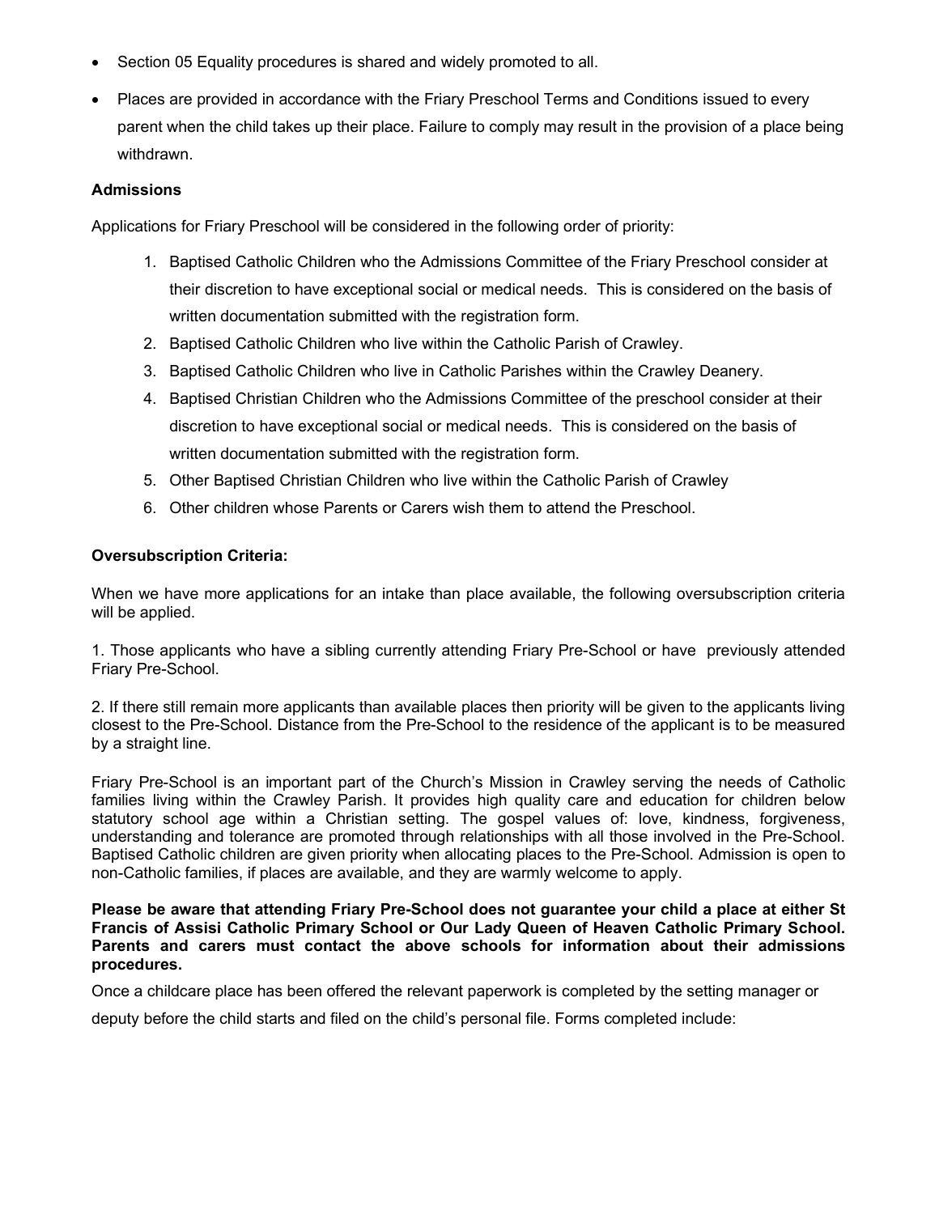- Section 05 Equality procedures is shared and widely promoted to all.
- Places are provided in accordance with the Friary Preschool Terms and Conditions issued to every parent when the child takes up their place. Failure to comply may result in the provision of a place being withdrawn.

**Admissions**

Applications for Friary Preschool will be considered in the following order of priority:

1. Baptised Catholic Children who the Admissions Committee of the Friary Preschool consider at their discretion to have exceptional social or medical needs. This is considered on the basis of written documentation submitted with the registration form.
2. Baptised Catholic Children who live within the Catholic Parish of Crawley.
3. Baptised Catholic Children who live in Catholic Parishes within the Crawley Deanery.
4. Baptised Christian Children who the Admissions Committee of the preschool consider at their discretion to have exceptional social or medical needs. This is considered on the basis of written documentation submitted with the registration form.
5. Other Baptised Christian Children who live within the Catholic Parish of Crawley
6. Other children whose Parents or Carers wish them to attend the Preschool.

**Oversubscription Criteria:**

When we have more applications for an intake than place available, the following oversubscription criteria will be applied.

1. Those applicants who have a sibling currently attending Friary Pre-School or have previously attended Friary Pre-School.

2. If there still remain more applicants than available places then priority will be given to the applicants living closest to the Pre-School. Distance from the Pre-School to the residence of the applicant is to be measured by a straight line.

Friary Pre-School is an important part of the Church's Mission in Crawley serving the needs of Catholic families living within the Crawley Parish. It provides high quality care and education for children below statutory school age within a Christian setting. The gospel values of: love, kindness, forgiveness, understanding and tolerance are promoted through relationships with all those involved in the Pre-School. Baptised Catholic children are given priority when allocating places to the Pre-School. Admission is open to non-Catholic families, if places are available, and they are warmly welcome to apply.

**Please be aware that attending Friary Pre-School does not guarantee your child a place at either St Francis of Assisi Catholic Primary School or Our Lady Queen of Heaven Catholic Primary School. Parents and carers must contact the above schools for information about their admissions procedures.**

Once a childcare place has been offered the relevant paperwork is completed by the setting manager or deputy before the child starts and filed on the child's personal file. Forms completed include: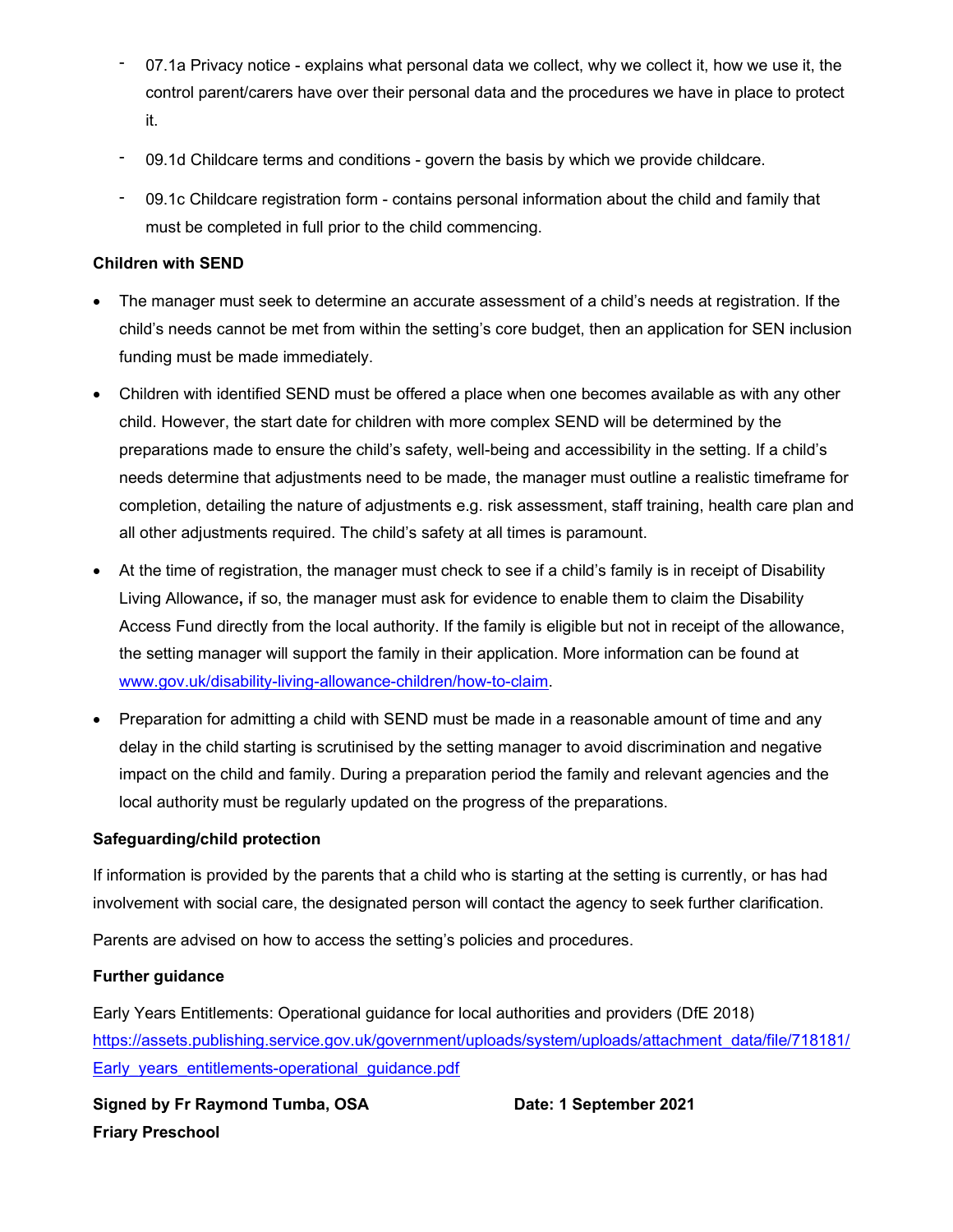- 07.1a Privacy notice - explains what personal data we collect, why we collect it, how we use it, the control parent/carers have over their personal data and the procedures we have in place to protect it.
- 09.1d Childcare terms and conditions - govern the basis by which we provide childcare.
- 09.1c Childcare registration form - contains personal information about the child and family that must be completed in full prior to the child commencing.

**Children with SEND**

- The manager must seek to determine an accurate assessment of a child's needs at registration. If the child's needs cannot be met from within the setting's core budget, then an application for SEN inclusion funding must be made immediately.
- Children with identified SEND must be offered a place when one becomes available as with any other child. However, the start date for children with more complex SEND will be determined by the preparations made to ensure the child's safety, well-being and accessibility in the setting. If a child's needs determine that adjustments need to be made, the manager must outline a realistic timeframe for completion, detailing the nature of adjustments e.g. risk assessment, staff training, health care plan and all other adjustments required. The child's safety at all times is paramount.
- At the time of registration, the manager must check to see if a child's family is in receipt of Disability Living Allowance**,** if so, the manager must ask for evidence to enable them to claim the Disability Access Fund directly from the local authority. If the family is eligible but not in receipt of the allowance, the setting manager will support the family in their application. More information can be found at www.gov.uk/disability-living-allowance-children/how-to-claim.
- Preparation for admitting a child with SEND must be made in a reasonable amount of time and any delay in the child starting is scrutinised by the setting manager to avoid discrimination and negative impact on the child and family. During a preparation period the family and relevant agencies and the local authority must be regularly updated on the progress of the preparations.

**Safeguarding/child protection**

If information is provided by the parents that a child who is starting at the setting is currently, or has had involvement with social care, the designated person will contact the agency to seek further clarification.

Parents are advised on how to access the setting's policies and procedures.

**Further guidance**

Early Years Entitlements: Operational guidance for local authorities and providers (DfE 2018)
https://assets.publishing.service.gov.uk/government/uploads/system/uploads/attachment_data/file/718181/Early_years_entitlements-operational_guidance.pdf

**Signed by Fr Raymond Tumba, OSA** **Date: 1 September 2021**

**Friary Preschool**